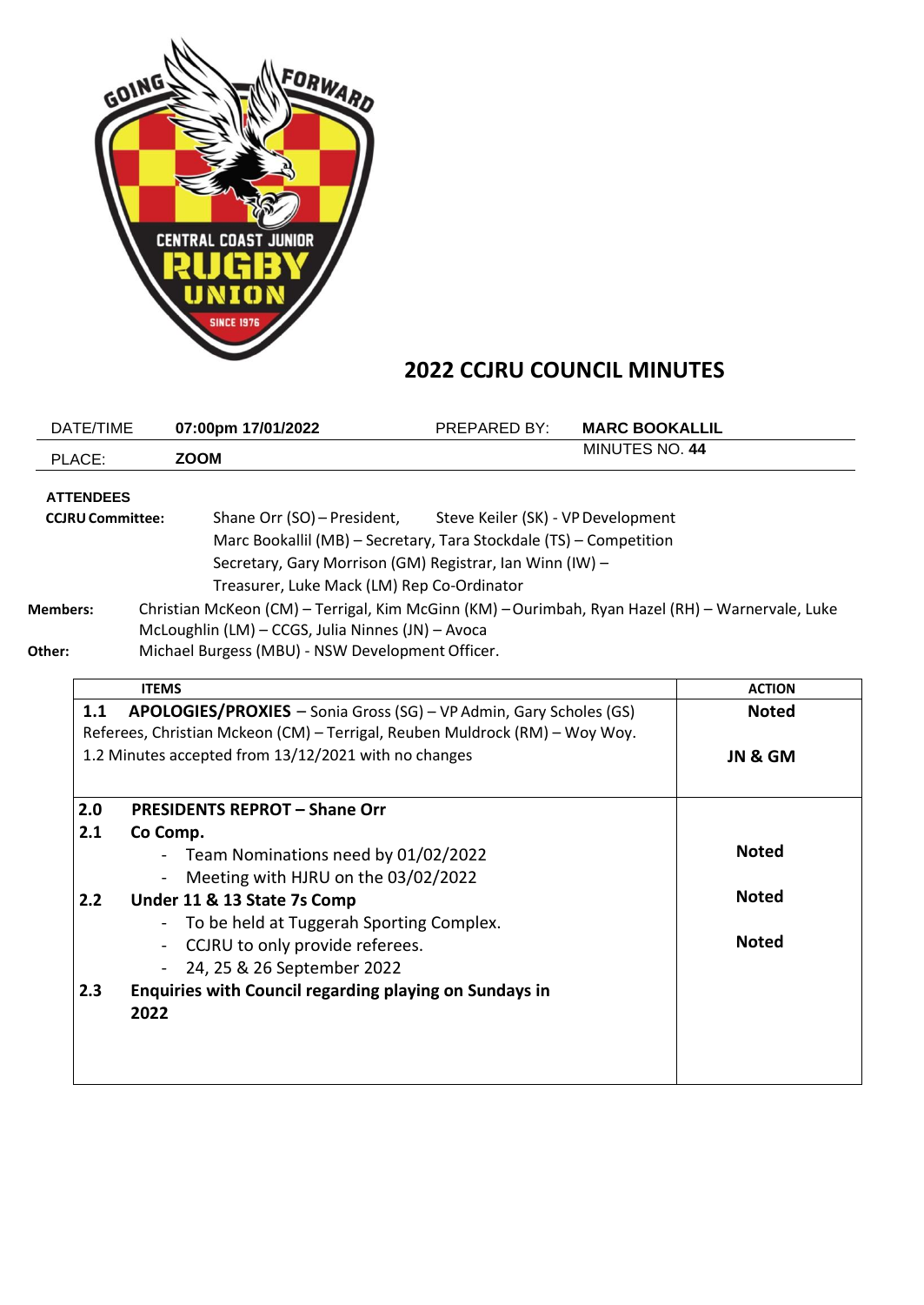# 2022 CCJRU COUNCIL MINUTES

| DATE/TIME | 07:00pm 17/01/2022 | PREPARED BY: | MARC BOOKALLIL |
|---|---|---|---|
| PLACE: | ZOOM | | MINUTES NO. 44 |

**ATTENDEES**

**CCJRU Committee:** Shane Orr (SO) – President, Steve Keiler (SK) - VP Development Marc Bookallil (MB) – Secretary, Tara Stockdale (TS) – Competition Secretary, Gary Morrison (GM) Registrar, Ian Winn (IW) – Treasurer, Luke Mack (LM) Rep Co-Ordinator

**Members:** Christian McKeon (CM) – Terrigal, Kim McGinn (KM) – Ourimbah, Ryan Hazel (RH) – Warnervale, Luke McLoughlin (LM) – CCGS, Julia Ninnes (JN) – Avoca

**Other:** Michael Burgess (MBU) - NSW Development Officer.

| ITEMS | ACTION |
|---|---|
| **1.1 APOLOGIES/PROXIES** – Sonia Gross (SG) – VP Admin, Gary Scholes (GS) Referees, Christian Mckeon (CM) – Terrigal, Reuben Muldrock (RM) – Woy Woy. | **Noted** |
| 1.2 Minutes accepted from 13/12/2021 with no changes | **JN & GM** |
| **2.0 PRESIDENTS REPROT – Shane Orr** | |
| **2.1 Co Comp.**<br>- Team Nominations need by 01/02/2022<br>- Meeting with HJRU on the 03/02/2022 | **Noted** |
| **2.2 Under 11 & 13 State 7s Comp**<br>- To be held at Tuggerah Sporting Complex.<br>- CCJRU to only provide referees.<br>- 24, 25 & 26 September 2022 | **Noted**<br><br>**Noted** |
| **2.3 Enquiries with Council regarding playing on Sundays in 2022** | |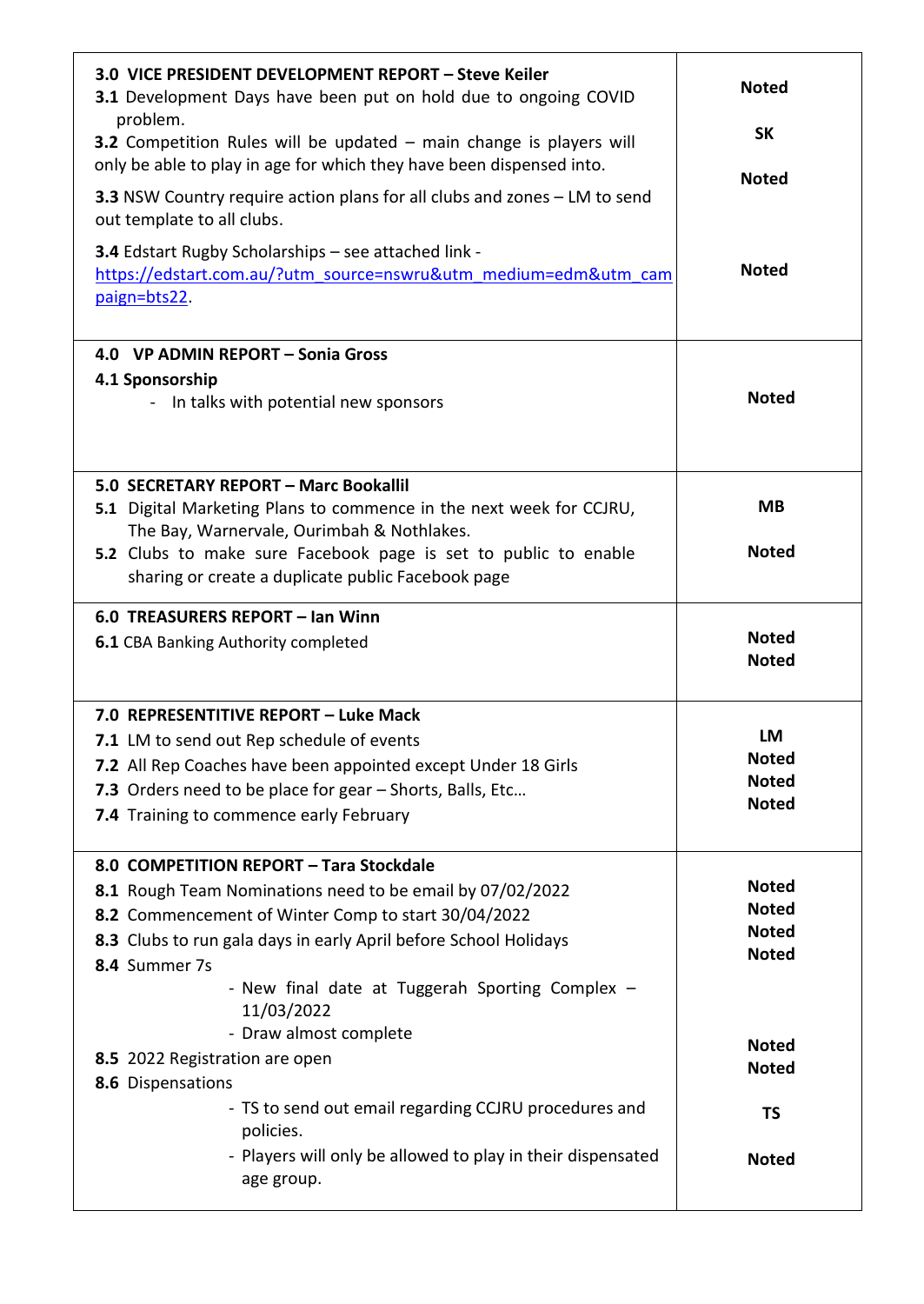| | |
|---|---|
| **3.0 VICE PRESIDENT DEVELOPMENT REPORT – Steve Keiler**<br>**3.1** Development Days have been put on hold due to ongoing COVID problem.<br>**3.2** Competition Rules will be updated – main change is players will only be able to play in age for which they have been dispensed into.<br>**3.3** NSW Country require action plans for all clubs and zones – LM to send out template to all clubs.<br>**3.4** Edstart Rugby Scholarships – see attached link - [https://edstart.com.au/?utm_source=nswru&utm_medium=edm&utm_campaign=bts22](https://edstart.com.au/?utm_source=nswru&utm_medium=edm&utm_campaign=bts22). | **Noted**<br>**SK**<br>**Noted**<br>**Noted** |
| **4.0 VP ADMIN REPORT – Sonia Gross**<br>**4.1 Sponsorship**<br>- In talks with potential new sponsors | **Noted** |
| **5.0 SECRETARY REPORT – Marc Bookallil**<br>**5.1** Digital Marketing Plans to commence in the next week for CCJRU, The Bay, Warnervale, Ourimbah & Nothlakes.<br>**5.2** Clubs to make sure Facebook page is set to public to enable sharing or create a duplicate public Facebook page | **MB**<br>**Noted** |
| **6.0 TREASURERS REPORT – Ian Winn**<br>**6.1** CBA Banking Authority completed | **Noted**<br>**Noted** |
| **7.0 REPRESENTITIVE REPORT – Luke Mack**<br>**7.1** LM to send out Rep schedule of events<br>**7.2** All Rep Coaches have been appointed except Under 18 Girls<br>**7.3** Orders need to be place for gear – Shorts, Balls, Etc…<br>**7.4** Training to commence early February | **LM**<br>**Noted**<br>**Noted**<br>**Noted** |
| **8.0 COMPETITION REPORT – Tara Stockdale**<br>**8.1** Rough Team Nominations need to be email by 07/02/2022<br>**8.2** Commencement of Winter Comp to start 30/04/2022<br>**8.3** Clubs to run gala days in early April before School Holidays<br>**8.4** Summer 7s<br>- New final date at Tuggerah Sporting Complex – 11/03/2022<br>- Draw almost complete<br>**8.5** 2022 Registration are open<br>**8.6** Dispensations<br>- TS to send out email regarding CCJRU procedures and policies.<br>- Players will only be allowed to play in their dispensated age group. | **Noted**<br>**Noted**<br>**Noted**<br>**Noted**<br>**Noted**<br>**Noted**<br>**TS**<br>**Noted** |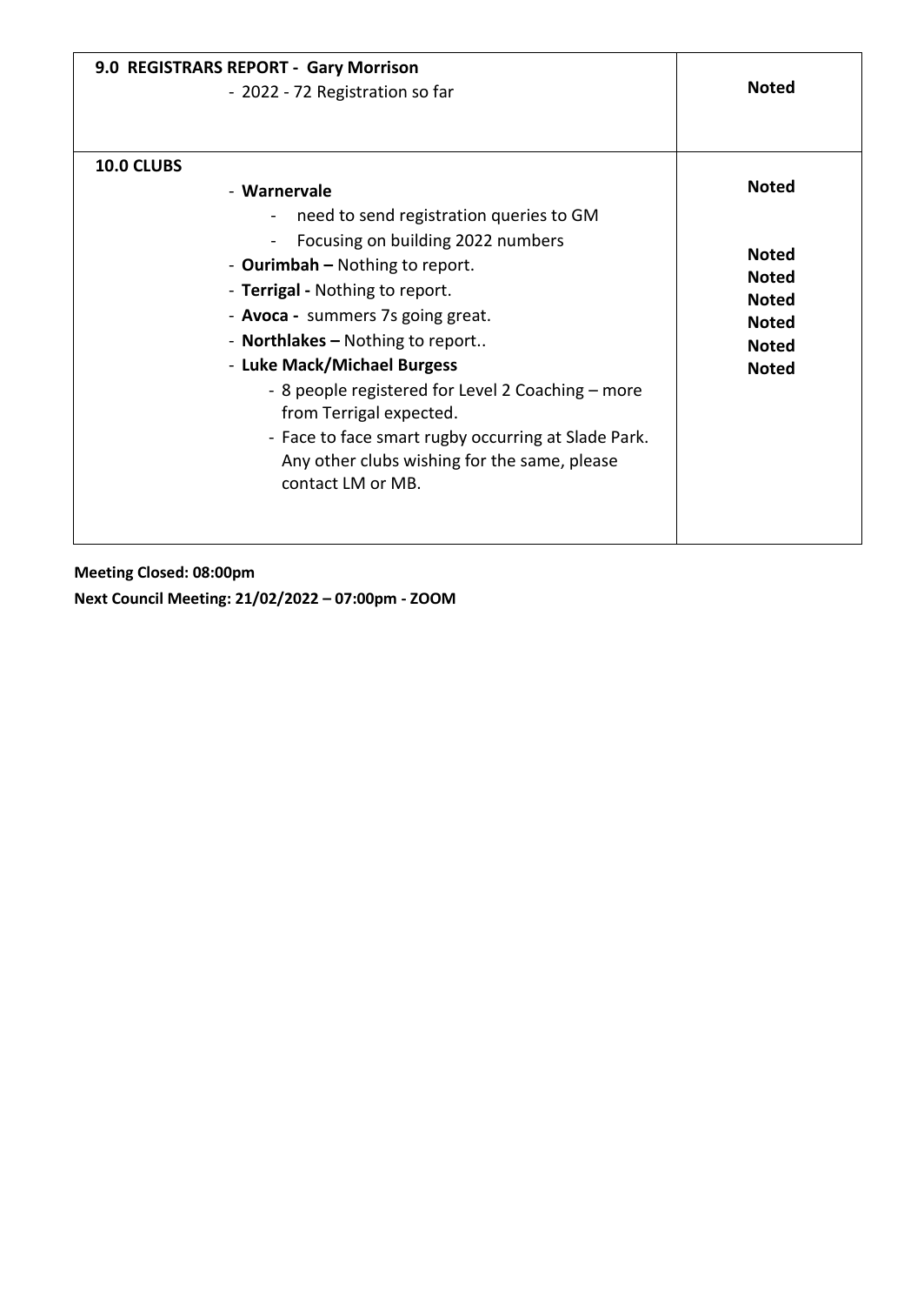| | |
|---|---|
| **9.0 REGISTRARS REPORT - Gary Morrison**<br>- 2022 - 72 Registration so far | **Noted** |
| **10.0 CLUBS**<br>- **Warnervale**<br>- need to send registration queries to GM<br>- Focusing on building 2022 numbers<br>- **Ourimbah –** Nothing to report.<br>- **Terrigal -** Nothing to report.<br>- **Avoca -** summers 7s going great.<br>- **Northlakes –** Nothing to report..<br>- **Luke Mack/Michael Burgess**<br>- 8 people registered for Level 2 Coaching – more from Terrigal expected.<br>- Face to face smart rugby occurring at Slade Park. Any other clubs wishing for the same, please contact LM or MB. | **Noted**<br><br>**Noted**<br>**Noted**<br>**Noted**<br>**Noted**<br>**Noted**<br>**Noted** |

**Meeting Closed: 08:00pm**

**Next Council Meeting: 21/02/2022 – 07:00pm - ZOOM**